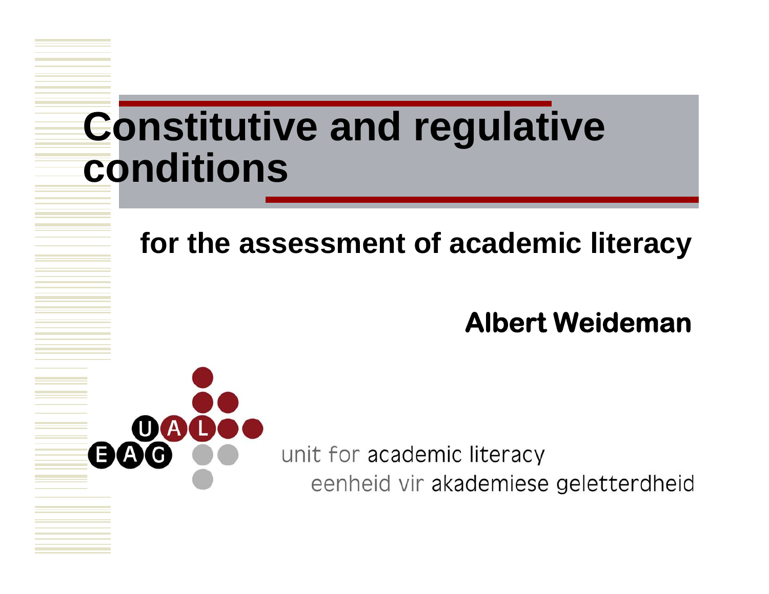# Constitutive and regulative conditions

## for the assessment of academic literacy

**Albert Weideman**

unit for academic literacy

eenheid vir akademiese geletterdheid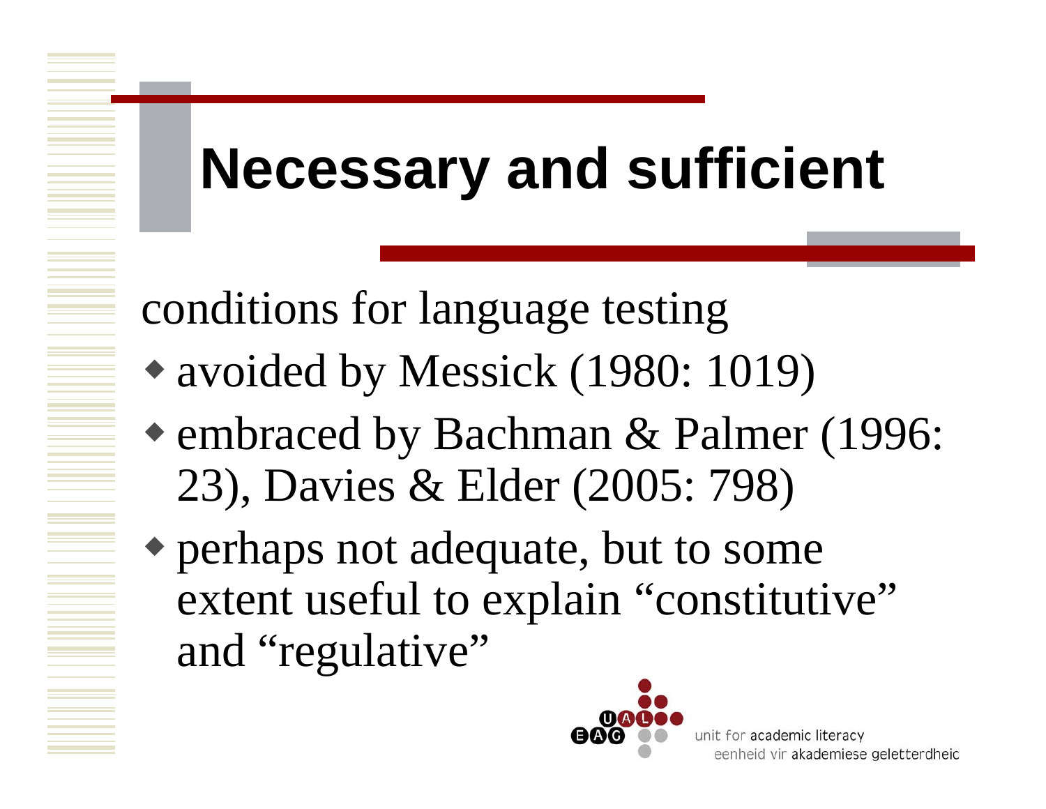# Necessary and sufficient

conditions for language testing

- avoided by Messick (1980: 1019)
- embraced by Bachman & Palmer (1996: 23), Davies & Elder (2005: 798)
- perhaps not adequate, but to some extent useful to explain "constitutive" and "regulative"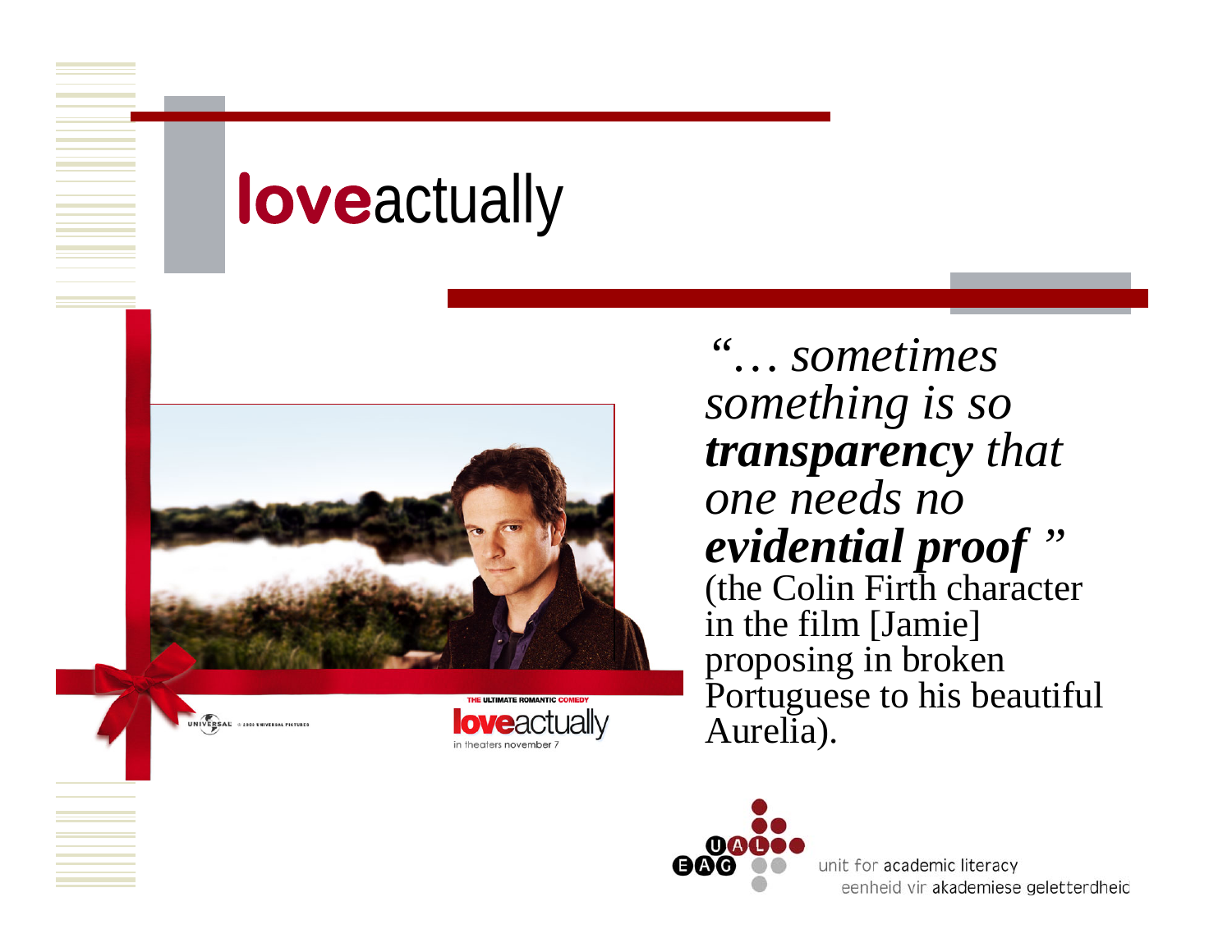# **love**actually

*"… sometimes something is so* ***transparency*** *that one needs no* ***evidential proof*** *"* (the Colin Firth character in the film [Jamie] proposing in broken Portuguese to his beautiful Aurelia).

unit for academic literacy
eenheid vir akademiese geletterdheid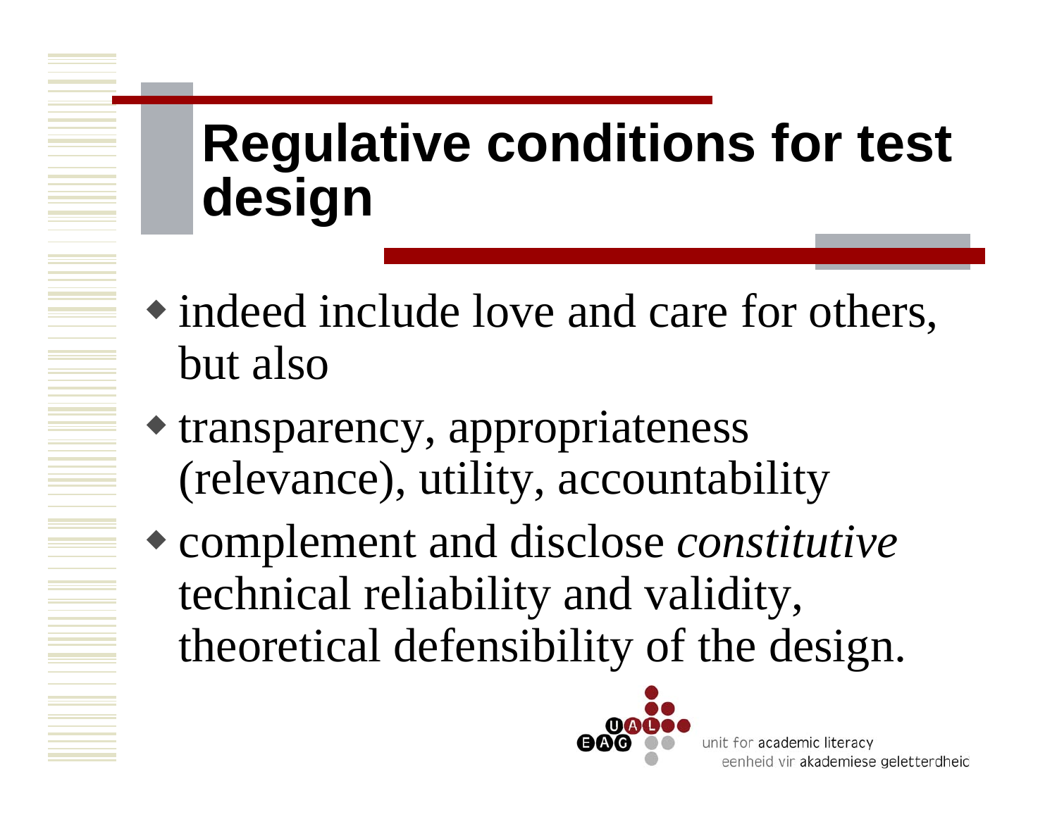# Regulative conditions for test design

- indeed include love and care for others, but also
- transparency, appropriateness (relevance), utility, accountability
- complement and disclose *constitutive* technical reliability and validity, theoretical defensibility of the design.

unit for academic literacy
eenheid vir akademiese geletterdheid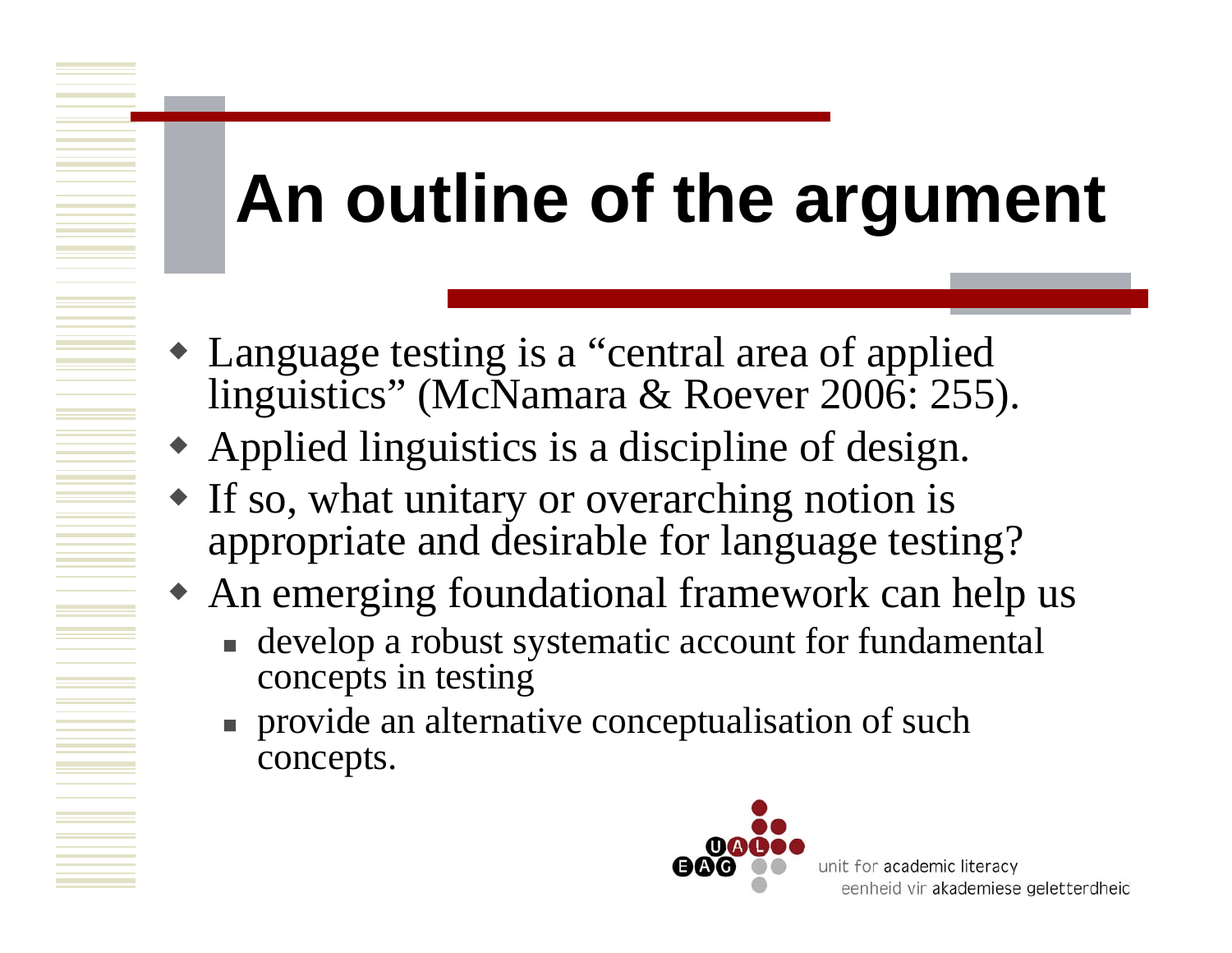# An outline of the argument

- Language testing is a "central area of applied linguistics" (McNamara & Roever 2006: 255).
- Applied linguistics is a discipline of design.
- If so, what unitary or overarching notion is appropriate and desirable for language testing?
- An emerging foundational framework can help us
  - develop a robust systematic account for fundamental concepts in testing
  - provide an alternative conceptualisation of such concepts.

unit for academic literacy
eenheid vir akademiese geletterdheid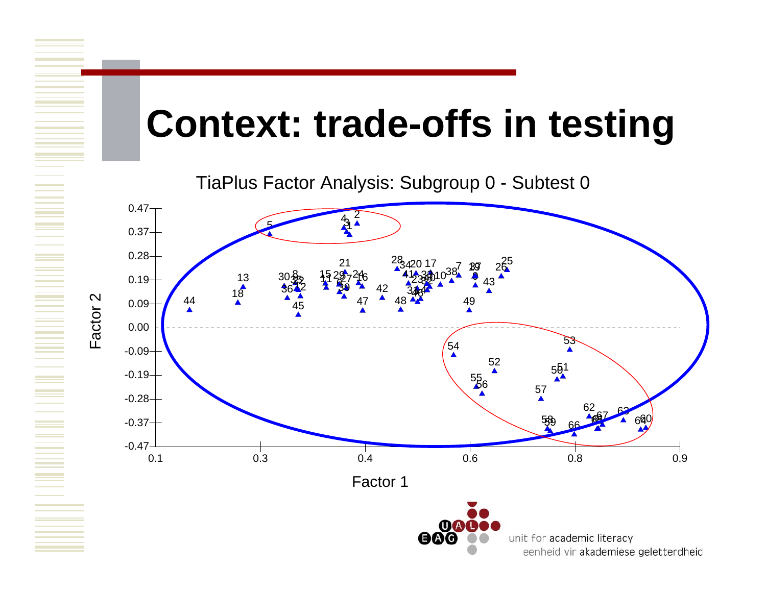# Context: trade-offs in testing

TiaPlus Factor Analysis: Subgroup 0 - Subtest 0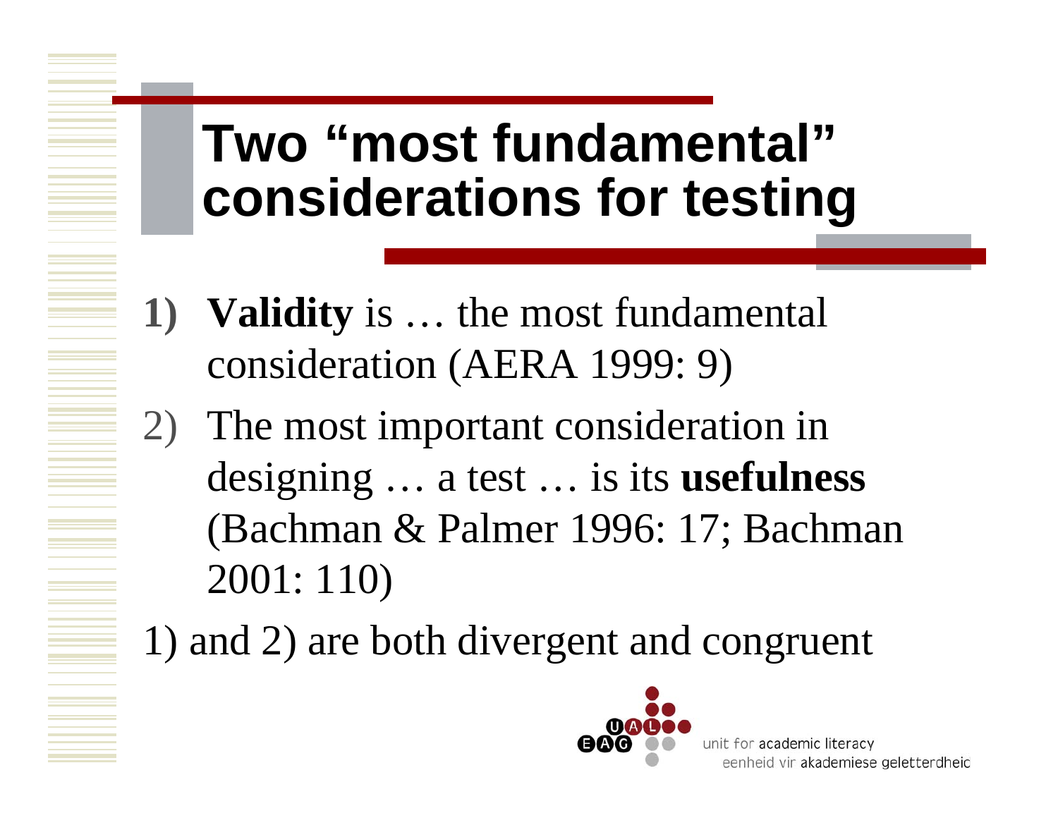# Two "most fundamental" considerations for testing

1) **Validity** is … the most fundamental consideration (AERA 1999: 9)
2) The most important consideration in designing … a test … is its **usefulness** (Bachman & Palmer 1996: 17; Bachman 2001: 110)

1) and 2) are both divergent and congruent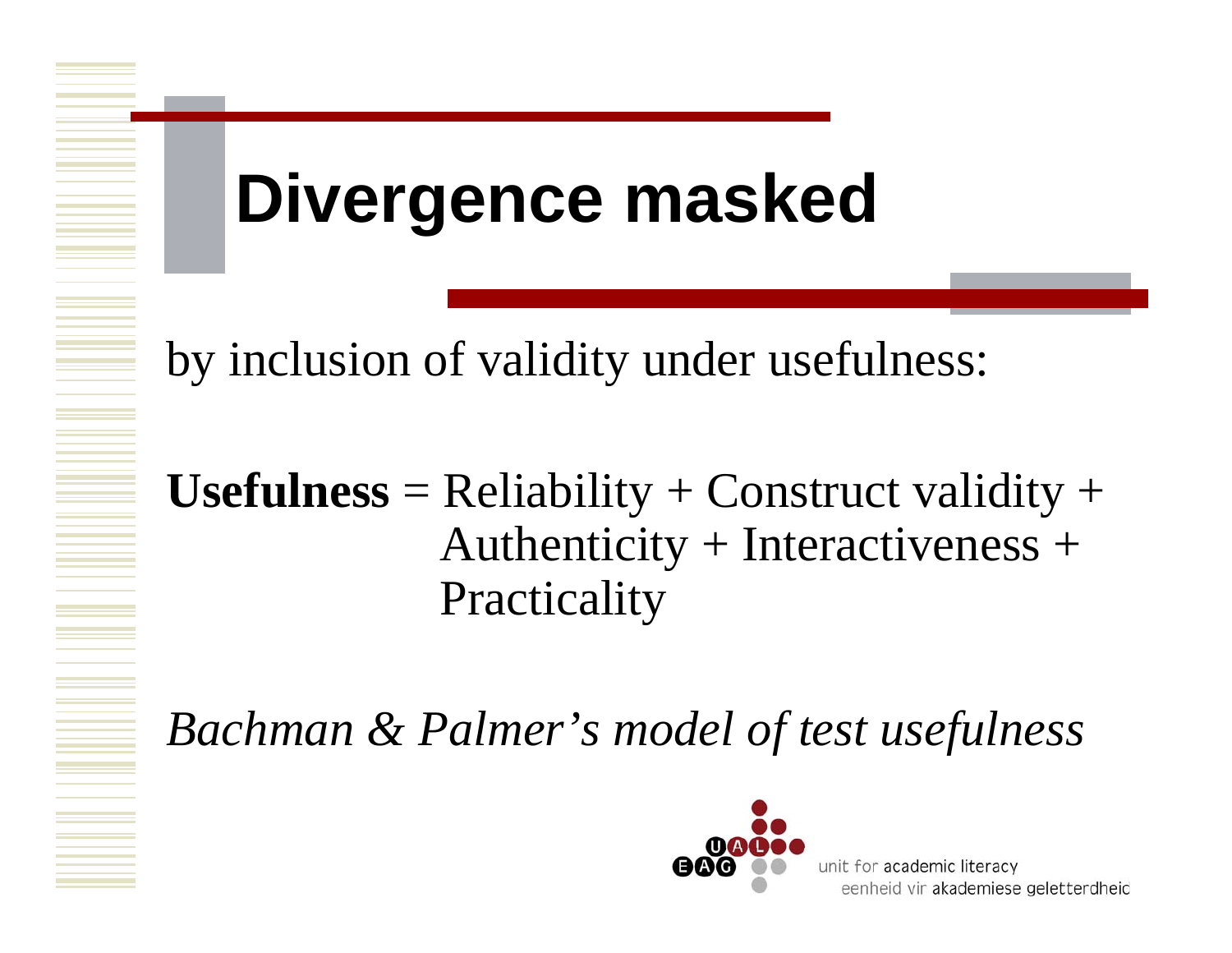# Divergence masked

by inclusion of validity under usefulness:

**Usefulness** = Reliability + Construct validity + Authenticity + Interactiveness + Practicality

*Bachman & Palmer's model of test usefulness*

unit for academic literacy
eenheid vir akademiese geletterdheid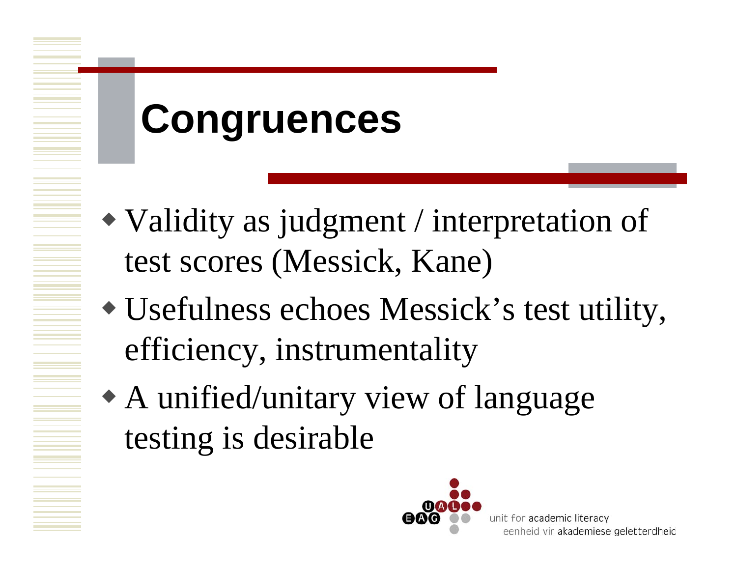# Congruences

- Validity as judgment / interpretation of test scores (Messick, Kane)
- Usefulness echoes Messick's test utility, efficiency, instrumentality
- A unified/unitary view of language testing is desirable

unit for academic literacy
eenheid vir akademiese geletterdheid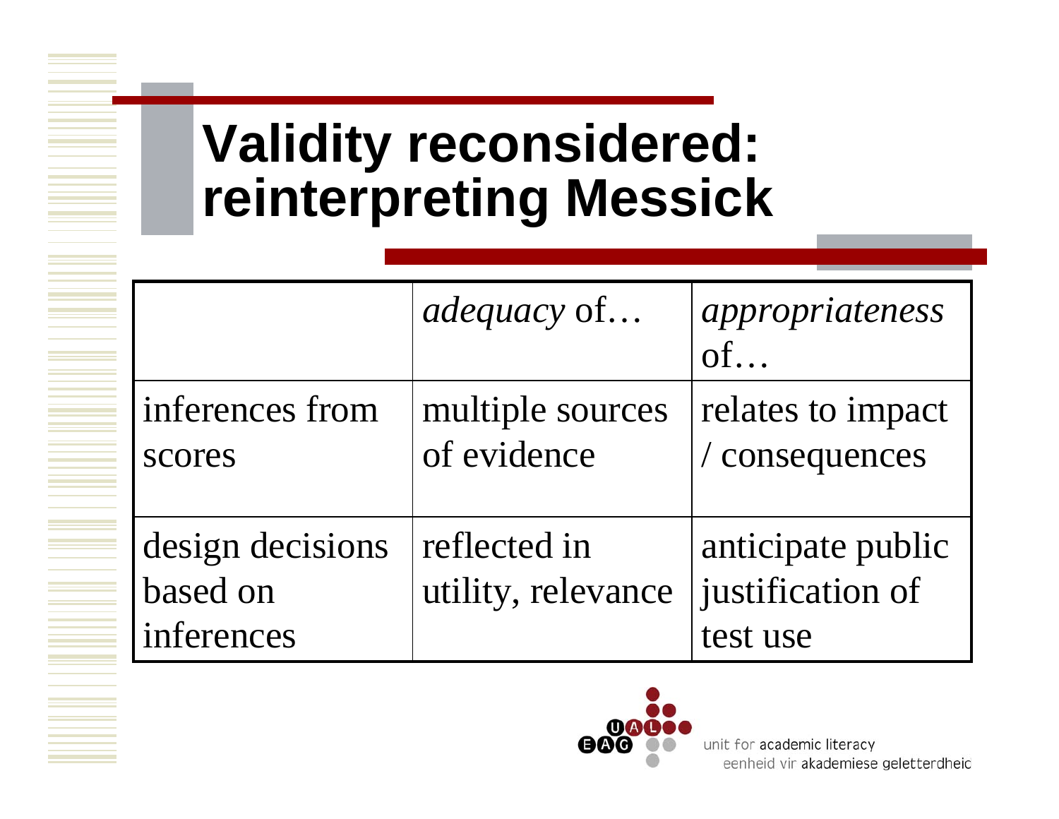# Validity reconsidered: reinterpreting Messick

| | *adequacy* of… | *appropriateness* of… |
|---|---|---|
| inferences from scores | multiple sources of evidence | relates to impact / consequences |
| design decisions based on inferences | reflected in utility, relevance | anticipate public justification of test use |

unit for academic literacy
eenheid vir akademiese geletterdheid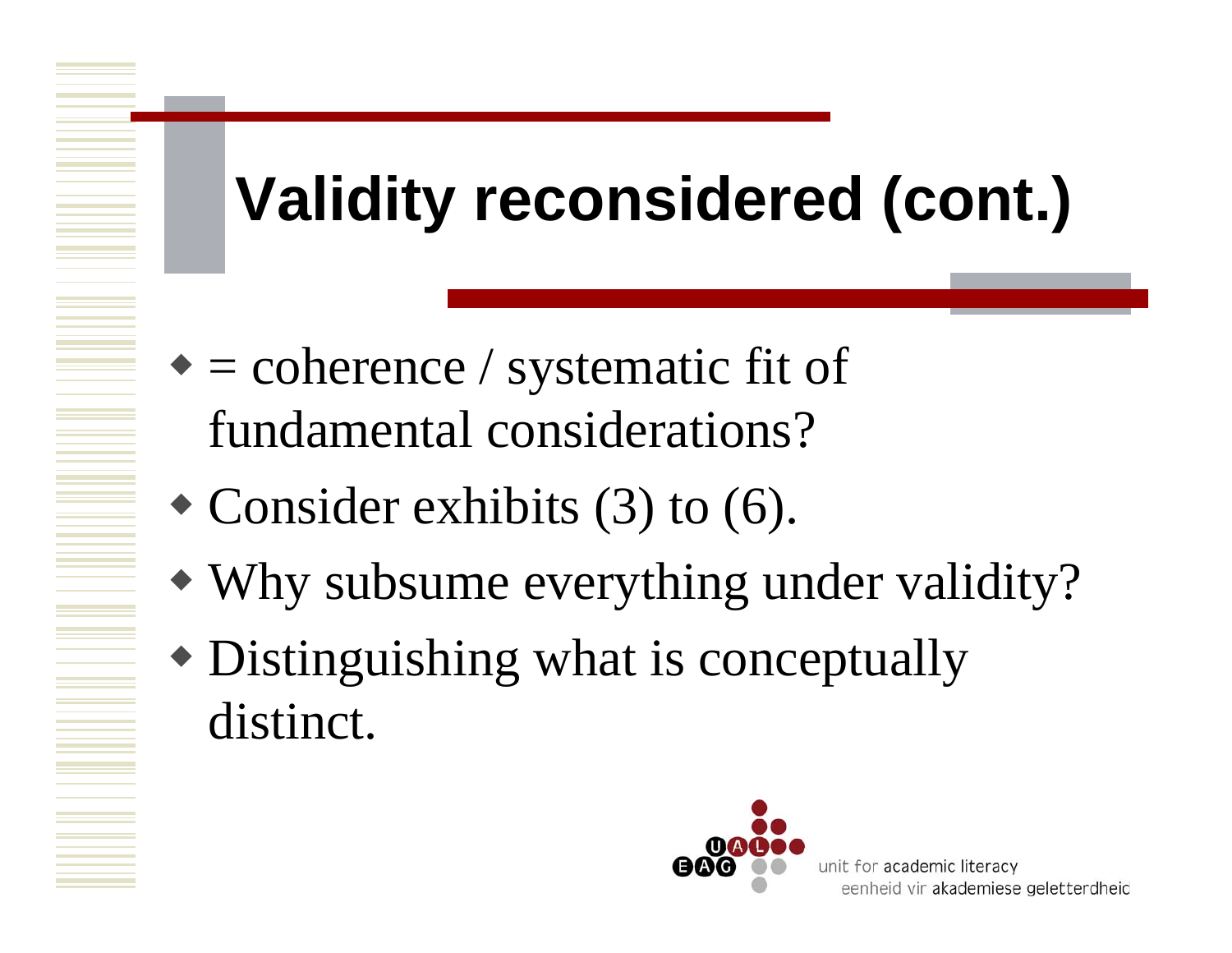# Validity reconsidered (cont.)

- = coherence / systematic fit of fundamental considerations?
- Consider exhibits (3) to (6).
- Why subsume everything under validity?
- Distinguishing what is conceptually distinct.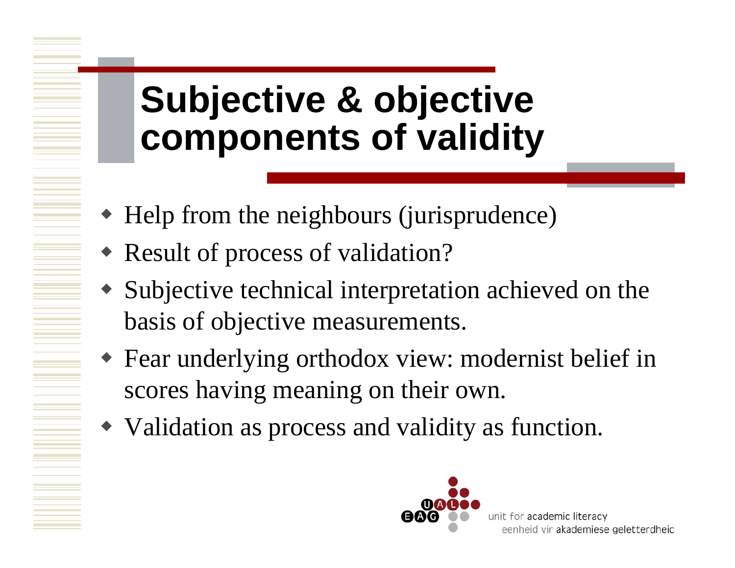# Subjective & objective components of validity

- Help from the neighbours (jurisprudence)
- Result of process of validation?
- Subjective technical interpretation achieved on the basis of objective measurements.
- Fear underlying orthodox view: modernist belief in scores having meaning on their own.
- Validation as process and validity as function.

unit for academic literacy
eenheid vir akademiese geletterdheid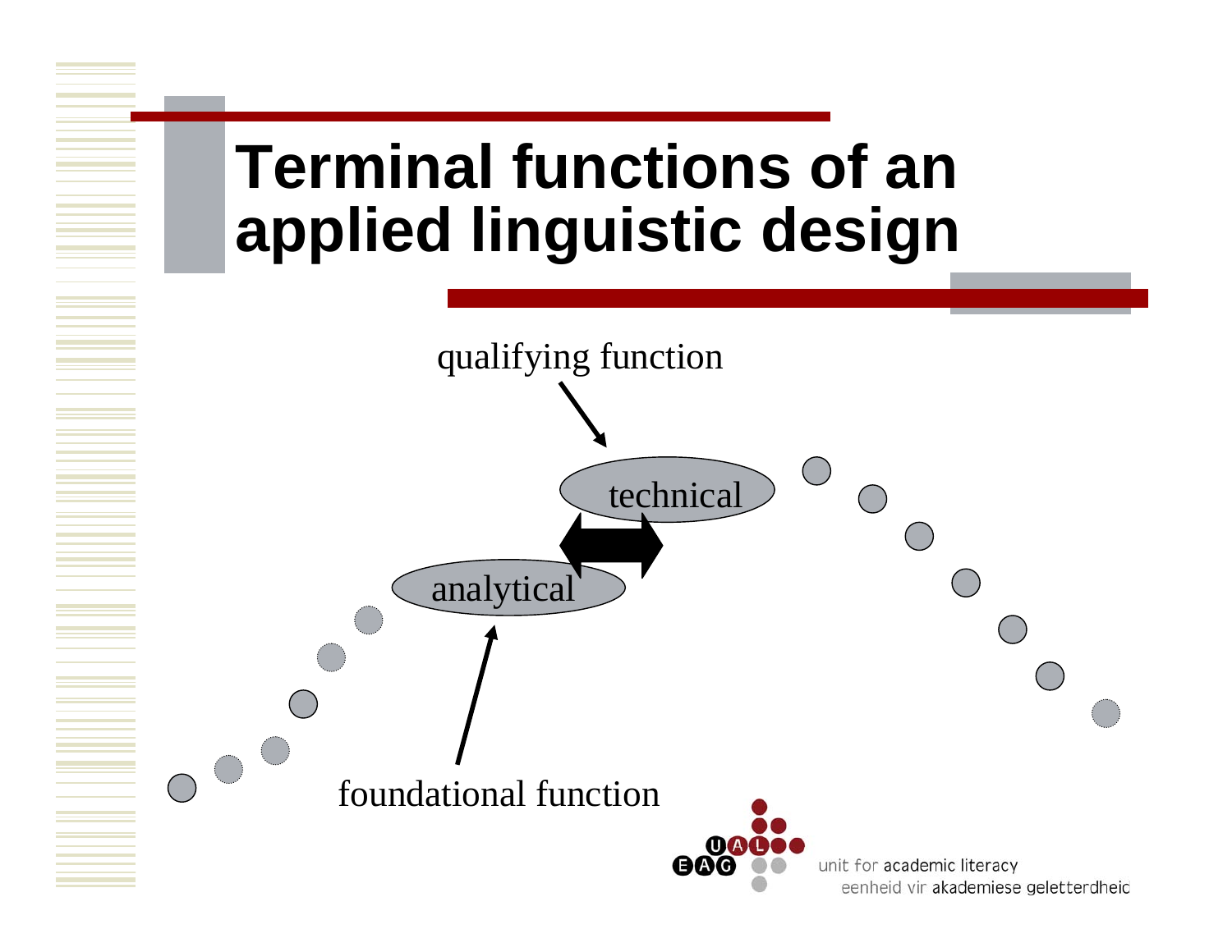# Terminal functions of an applied linguistic design

qualifying function

technical

analytical

foundational function

unit for academic literacy
eenheid vir akademiese geletterdheid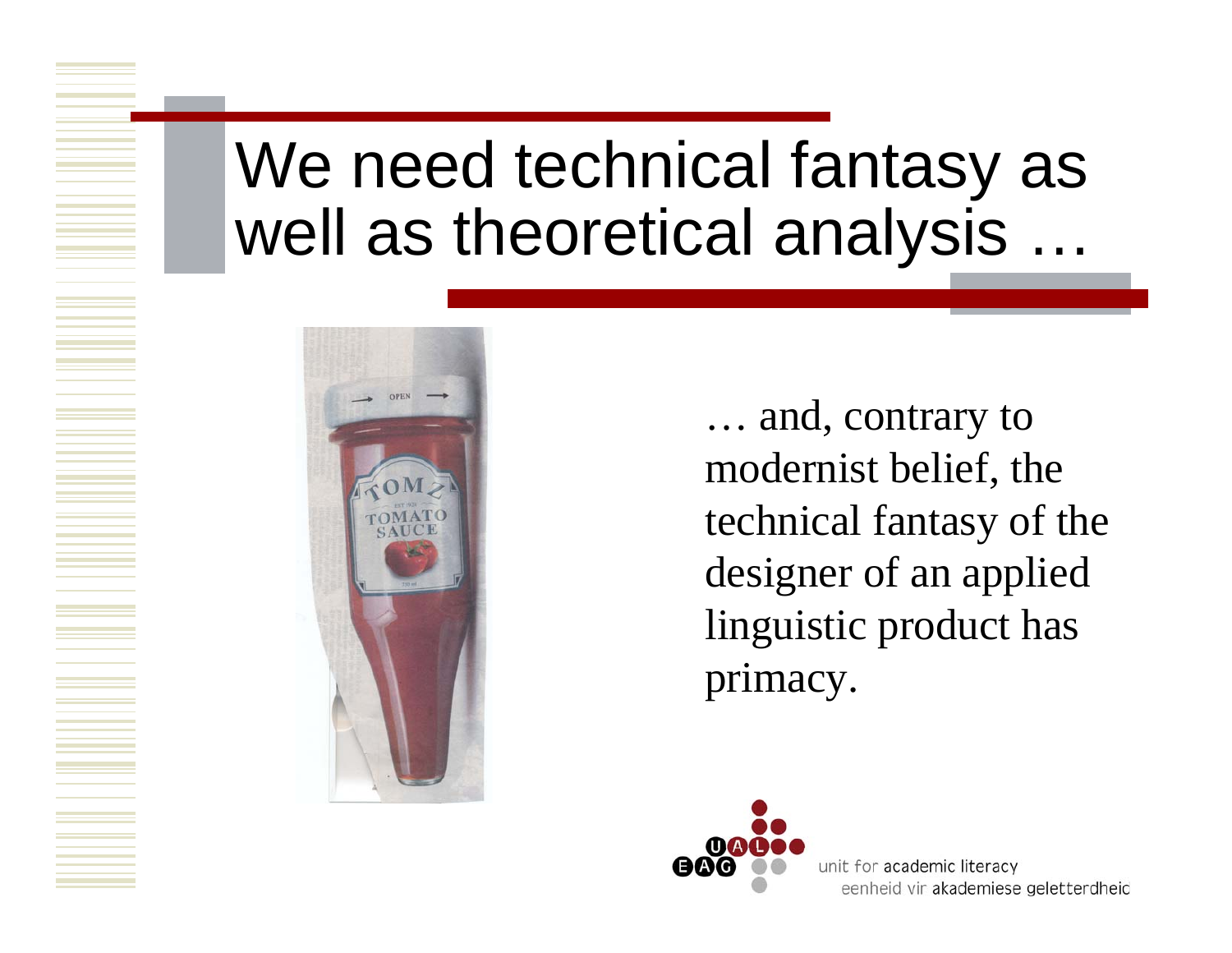# We need technical fantasy as well as theoretical analysis …

… and, contrary to modernist belief, the technical fantasy of the designer of an applied linguistic product has primacy.

unit for academic literacy
eenheid vir akademiese geletterdheid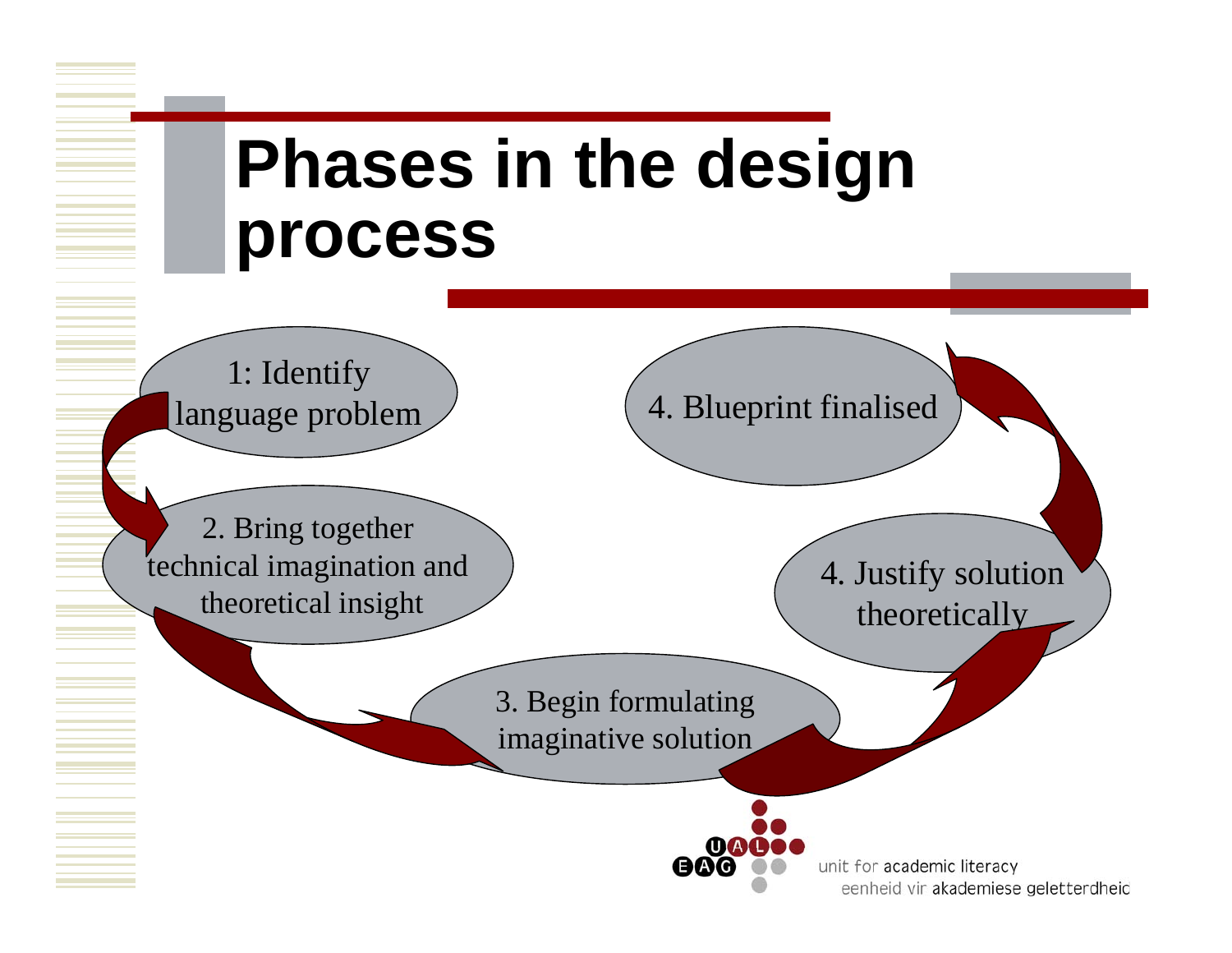# Phases in the design process

1: Identify language problem

2. Bring together technical imagination and theoretical insight

3. Begin formulating imaginative solution

4. Justify solution theoretically

4. Blueprint finalised

unit for academic literacy
eenheid vir akademiese geletterdheid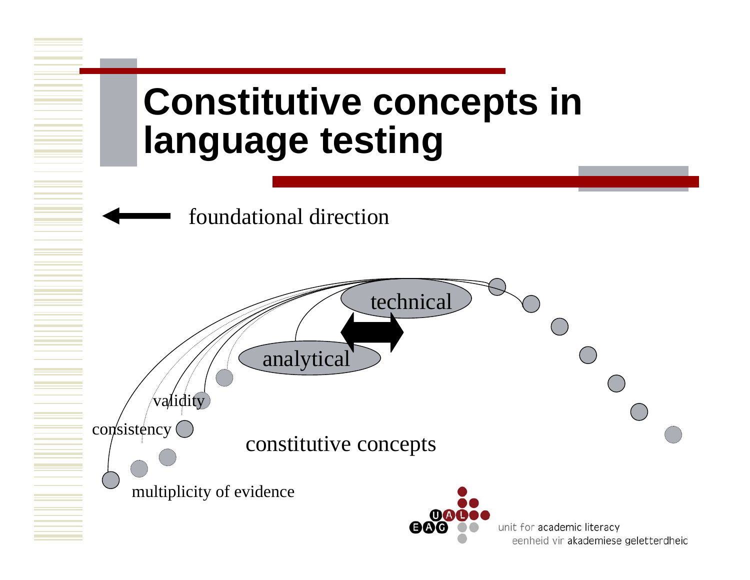# Constitutive concepts in language testing

foundational direction

technical

analytical

validity

consistency

constitutive concepts

multiplicity of evidence

unit for academic literacy
eenheid vir akademiese geletterdheid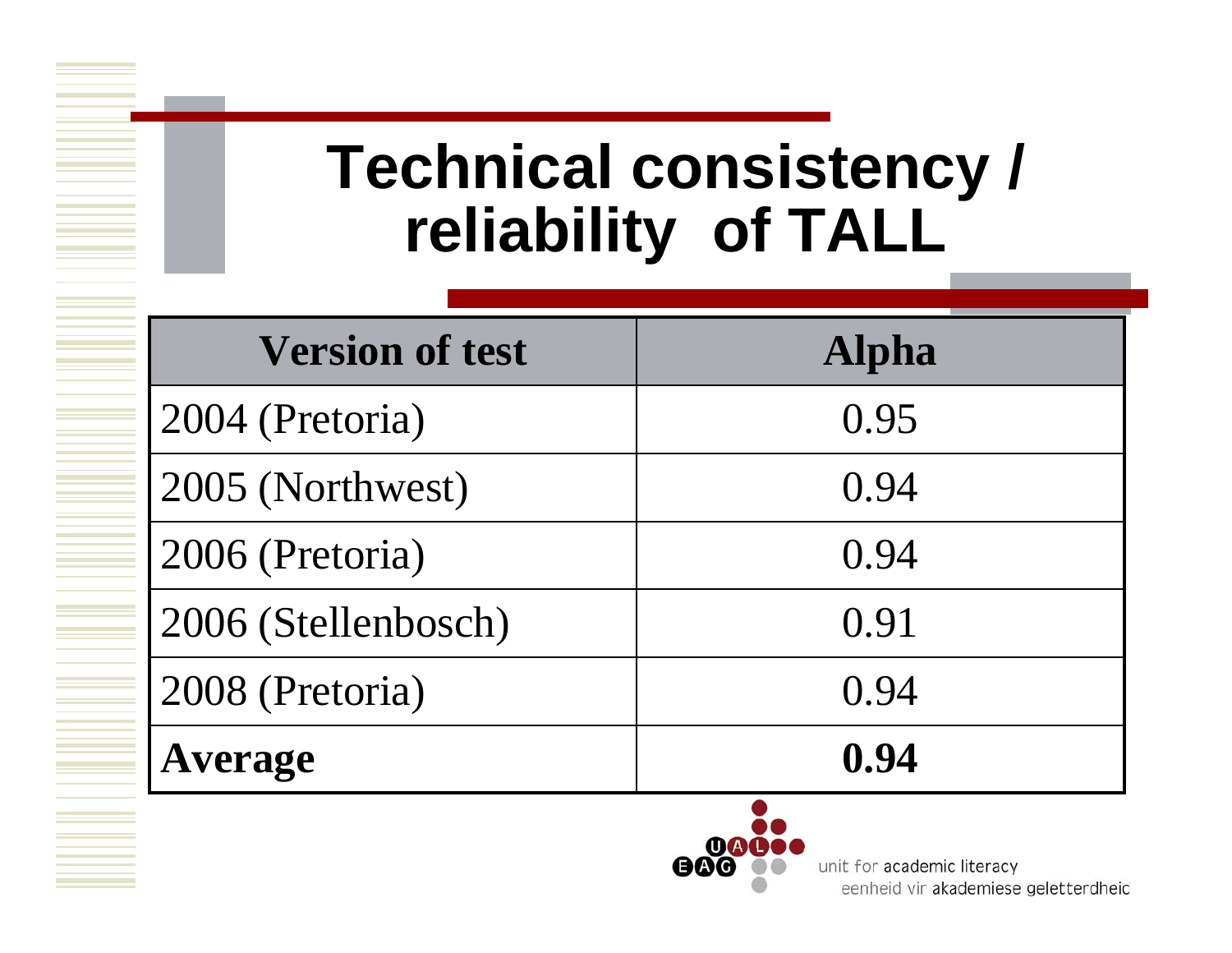# Technical consistency / reliability of TALL

| Version of test | Alpha |
| --- | --- |
| 2004 (Pretoria) | 0.95 |
| 2005 (Northwest) | 0.94 |
| 2006 (Pretoria) | 0.94 |
| 2006 (Stellenbosch) | 0.91 |
| 2008 (Pretoria) | 0.94 |
| **Average** | **0.94** |

unit for academic literacy
eenheid vir akademiese geletterdheid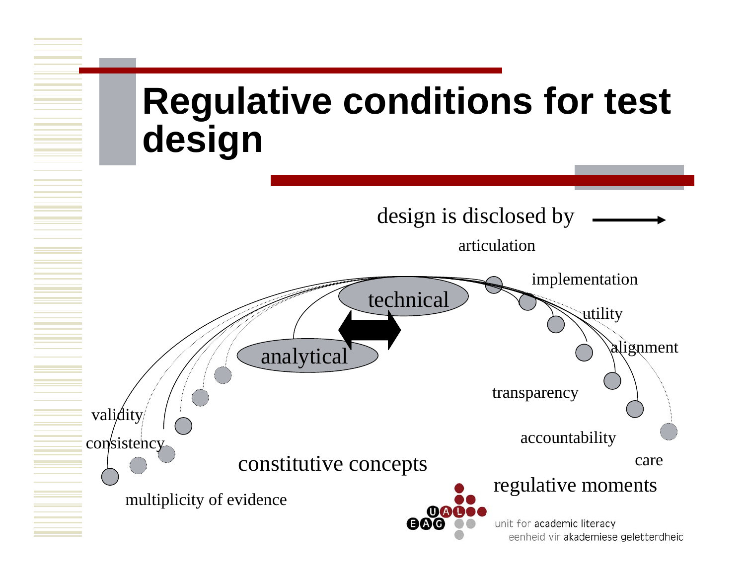# Regulative conditions for test design

design is disclosed by →

articulation

implementation

utility

alignment

transparency

accountability

care

regulative moments

technical

analytical

validity

consistency

multiplicity of evidence

constitutive concepts

unit for academic literacy
eenheid vir akademiese geletterdheid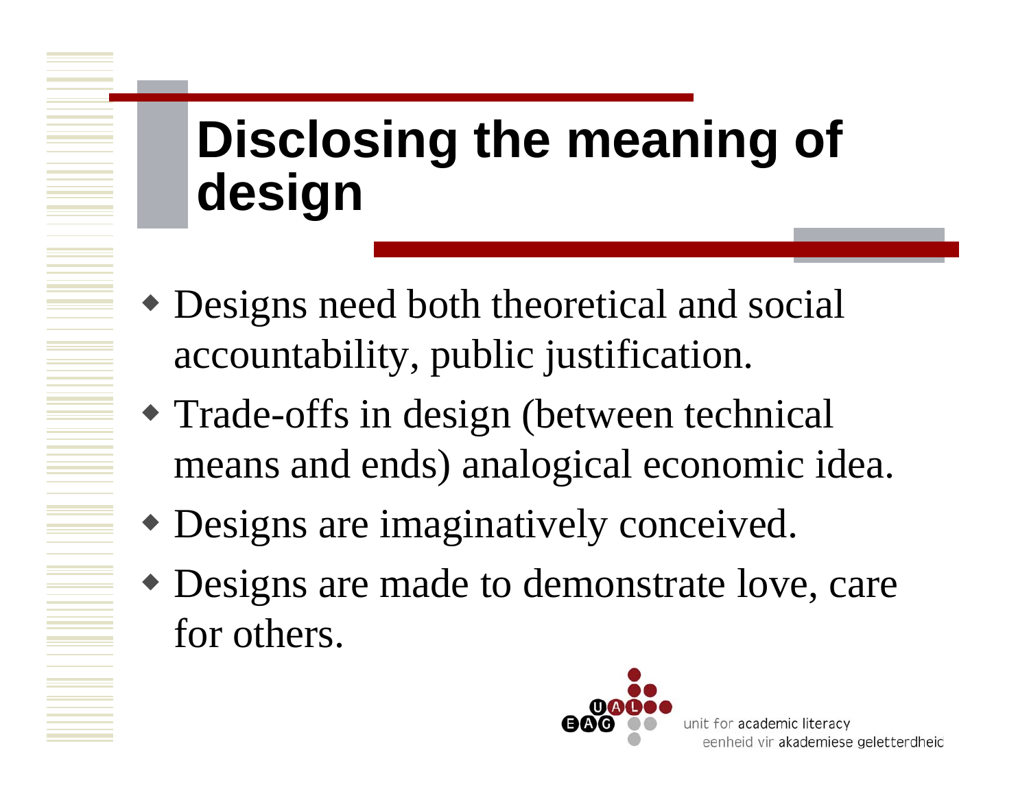# Disclosing the meaning of design

- Designs need both theoretical and social accountability, public justification.
- Trade-offs in design (between technical means and ends) analogical economic idea.
- Designs are imaginatively conceived.
- Designs are made to demonstrate love, care for others.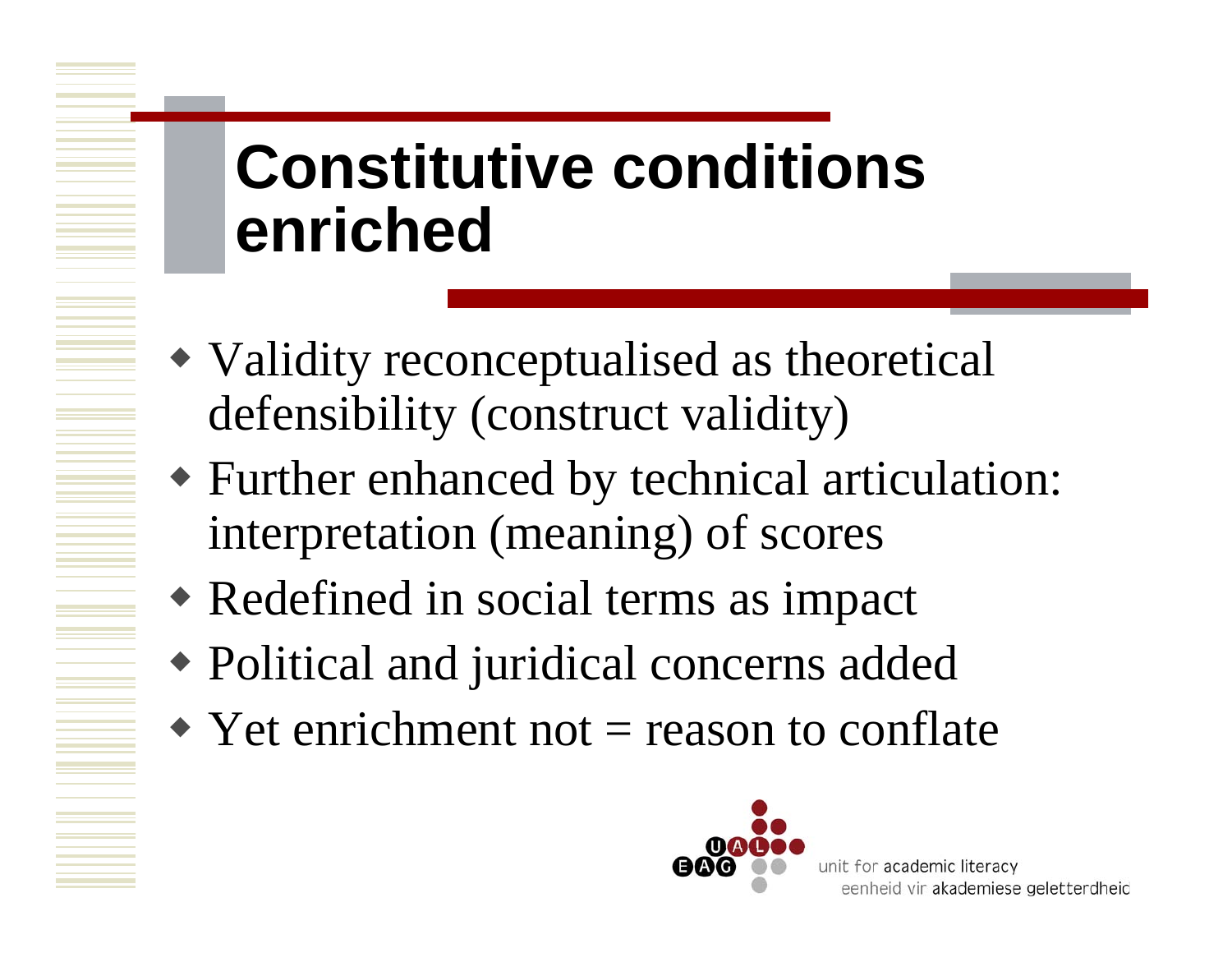# Constitutive conditions enriched

- Validity reconceptualised as theoretical defensibility (construct validity)
- Further enhanced by technical articulation: interpretation (meaning) of scores
- Redefined in social terms as impact
- Political and juridical concerns added
- Yet enrichment not = reason to conflate

unit for academic literacy
eenheid vir akademiese geletterdheid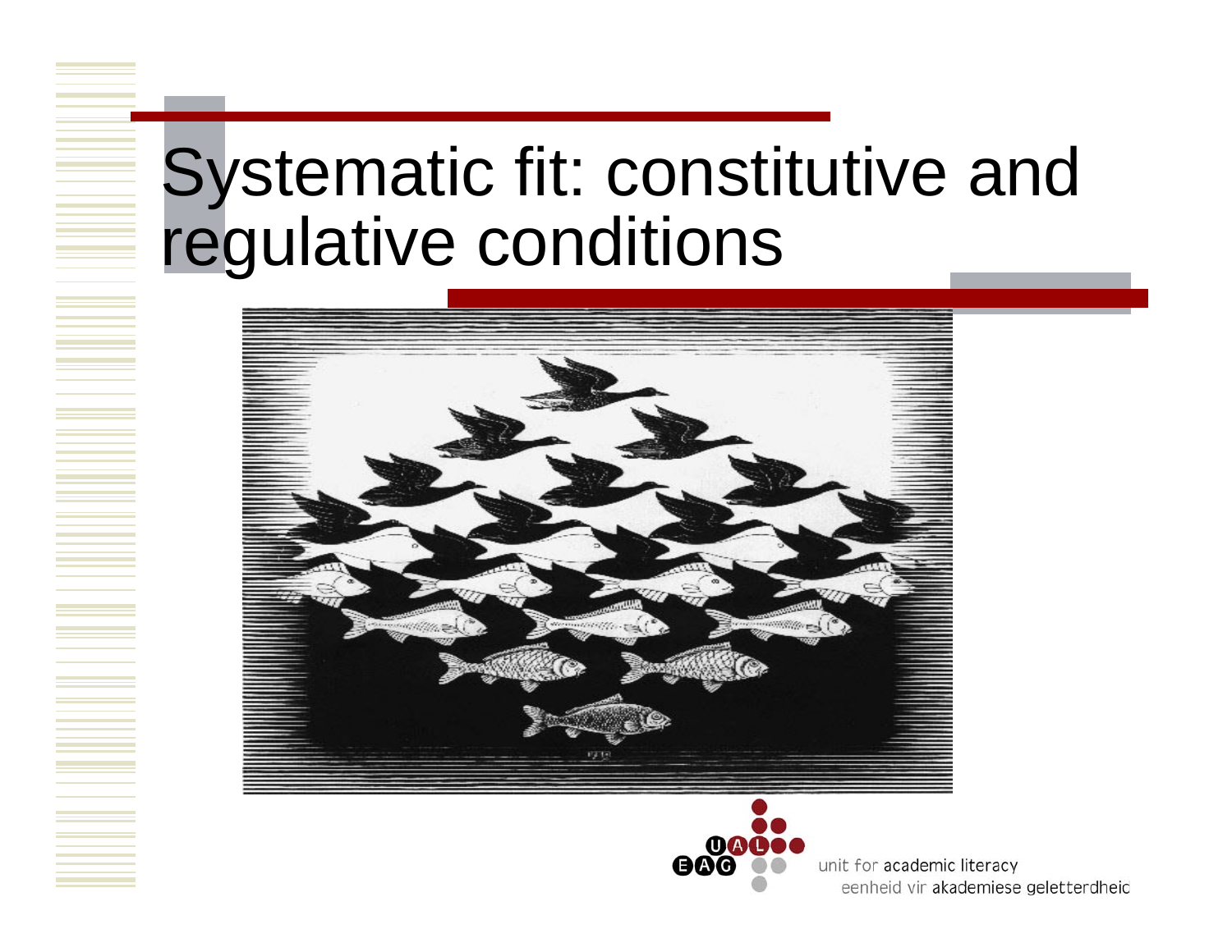# Systematic fit: constitutive and regulative conditions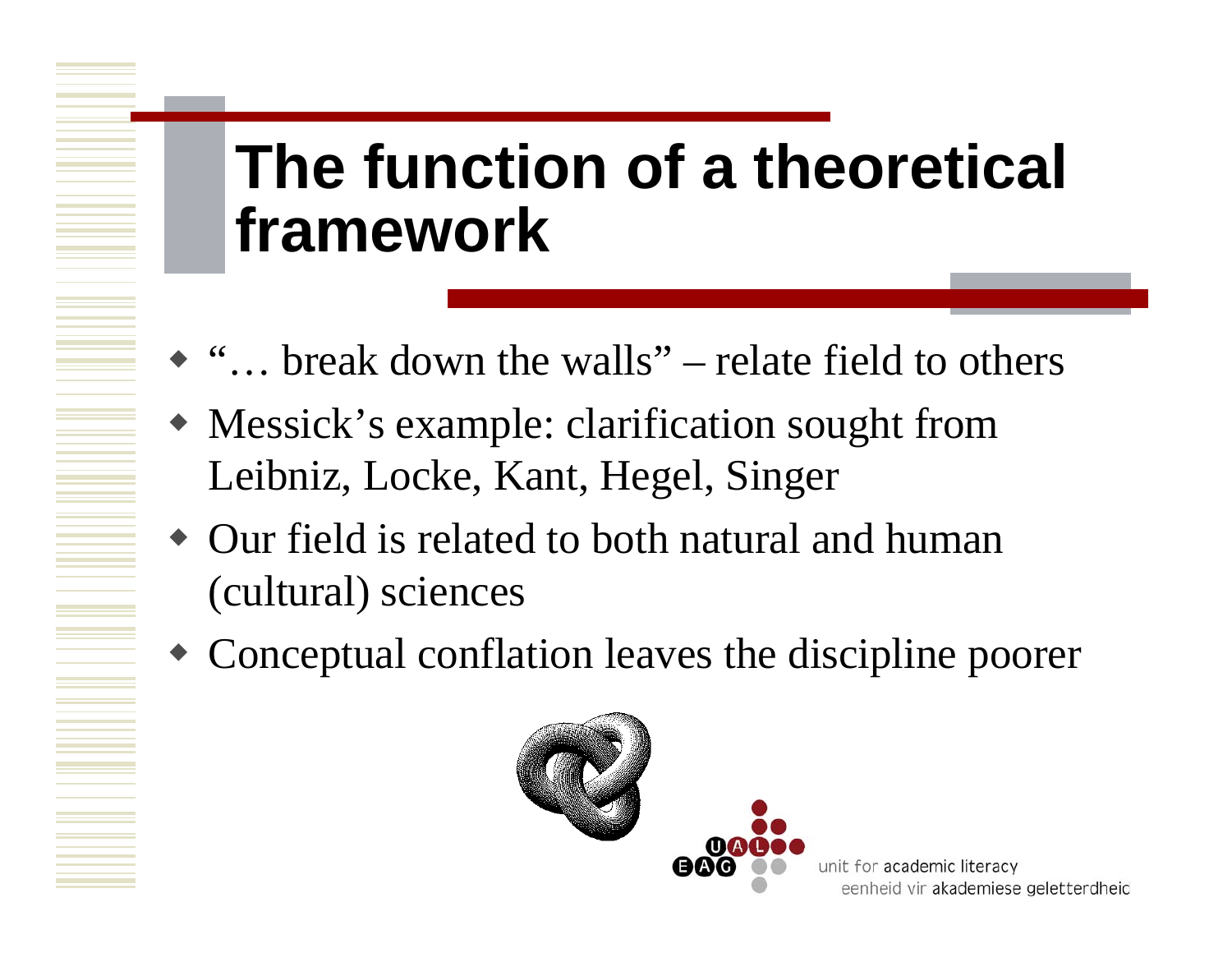# The function of a theoretical framework

- "… break down the walls" – relate field to others
- Messick's example: clarification sought from Leibniz, Locke, Kant, Hegel, Singer
- Our field is related to both natural and human (cultural) sciences
- Conceptual conflation leaves the discipline poorer

unit for academic literacy
eenheid vir akademiese geletterdheid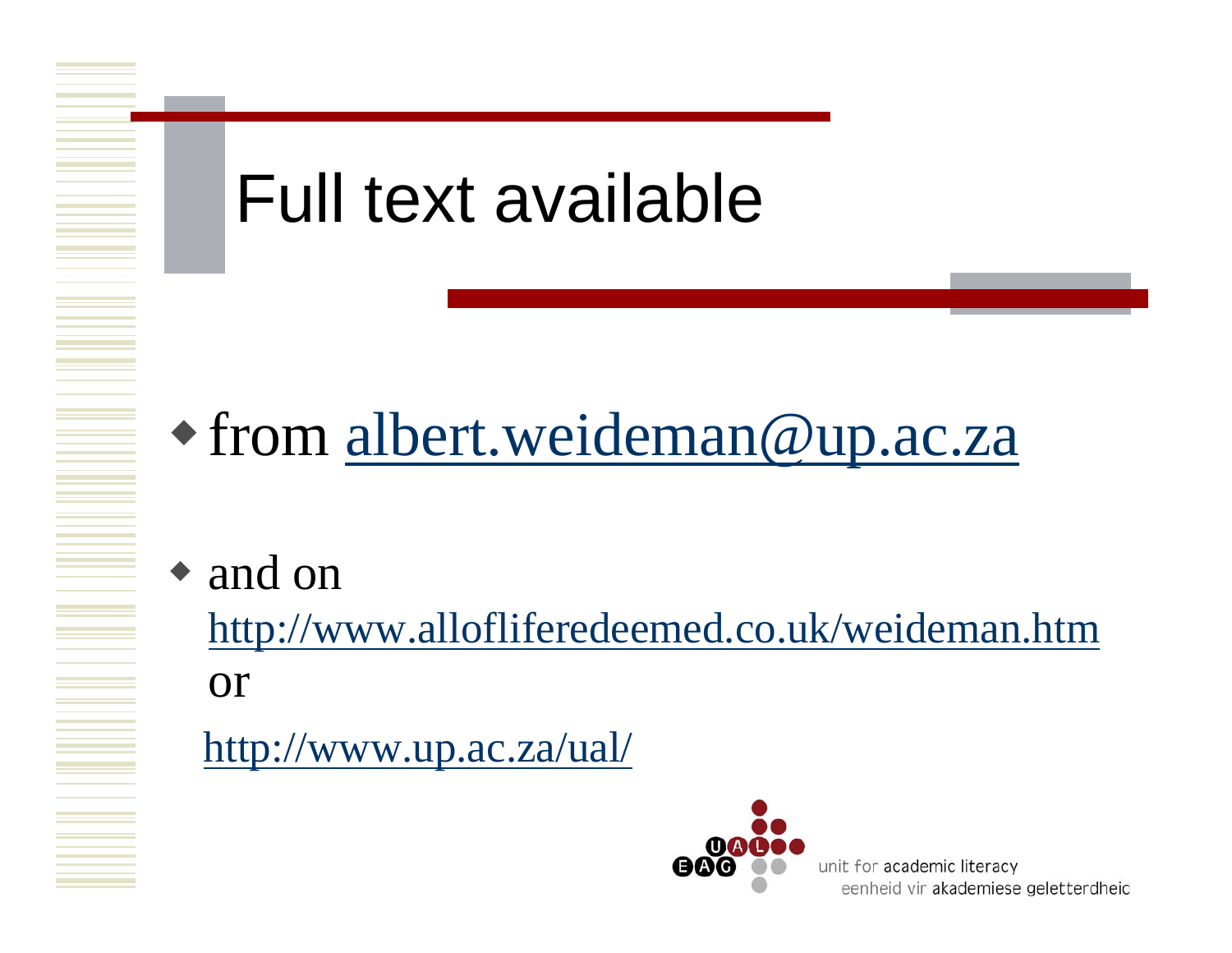# Full text available

- from albert.weideman@up.ac.za
- and on http://www.allofliferedeemed.co.uk/weideman.htm or http://www.up.ac.za/ual/

unit for academic literacy
eenheid vir akademiese geletterdheid